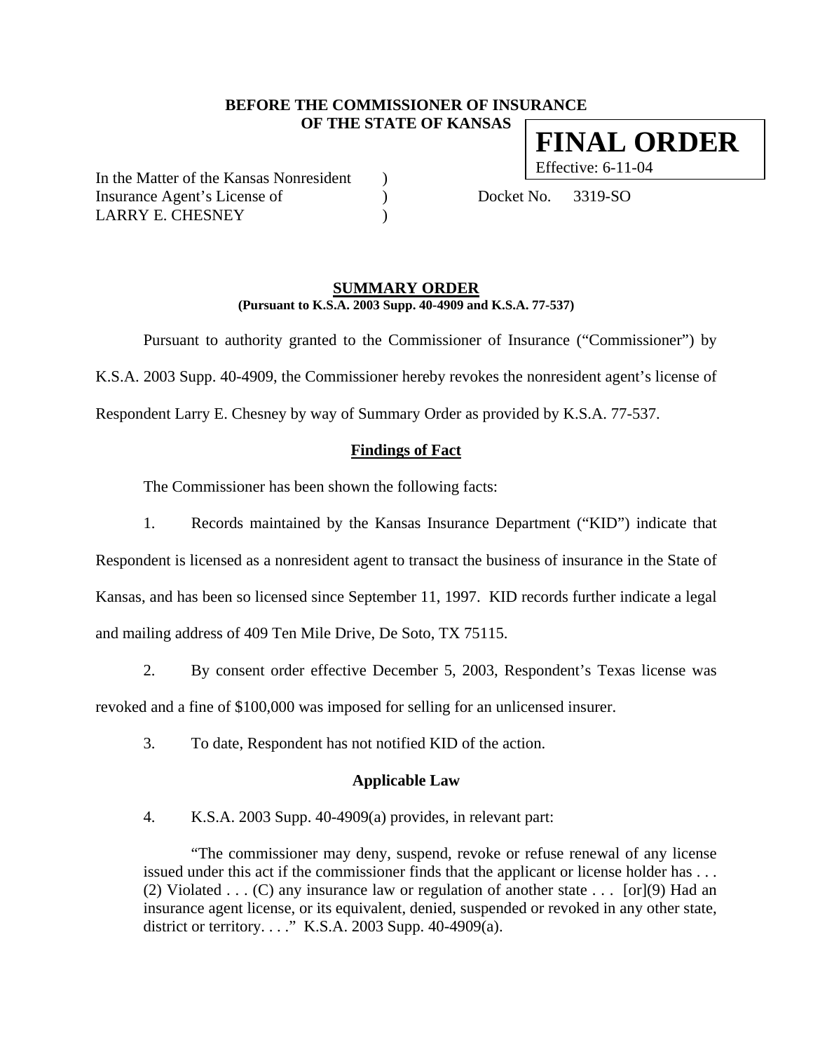**BEFORE THE COMMISSIONER OF INSURANCE**
**OF THE STATE OF KANSAS**

**FINAL ORDER**
Effective: 6-11-04

In the Matter of the Kansas Nonresident )
Insurance Agent's License of ) Docket No. 3319-SO
LARRY E. CHESNEY )

## SUMMARY ORDER

**(Pursuant to K.S.A. 2003 Supp. 40-4909 and K.S.A. 77-537)**

Pursuant to authority granted to the Commissioner of Insurance ("Commissioner") by K.S.A. 2003 Supp. 40-4909, the Commissioner hereby revokes the nonresident agent's license of Respondent Larry E. Chesney by way of Summary Order as provided by K.S.A. 77-537.

### Findings of Fact

The Commissioner has been shown the following facts:

1. Records maintained by the Kansas Insurance Department ("KID") indicate that Respondent is licensed as a nonresident agent to transact the business of insurance in the State of Kansas, and has been so licensed since September 11, 1997. KID records further indicate a legal and mailing address of 409 Ten Mile Drive, De Soto, TX 75115.

2. By consent order effective December 5, 2003, Respondent's Texas license was revoked and a fine of $100,000 was imposed for selling for an unlicensed insurer.

3. To date, Respondent has not notified KID of the action.

### Applicable Law

4. K.S.A. 2003 Supp. 40-4909(a) provides, in relevant part:

> "The commissioner may deny, suspend, revoke or refuse renewal of any license issued under this act if the commissioner finds that the applicant or license holder has . . . (2) Violated . . . (C) any insurance law or regulation of another state . . . [or](9) Had an insurance agent license, or its equivalent, denied, suspended or revoked in any other state, district or territory. . . ." K.S.A. 2003 Supp. 40-4909(a).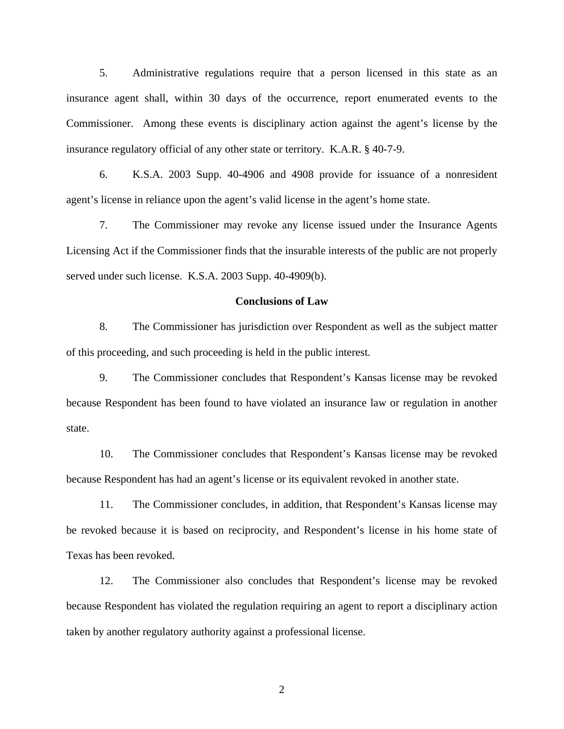5. Administrative regulations require that a person licensed in this state as an insurance agent shall, within 30 days of the occurrence, report enumerated events to the Commissioner. Among these events is disciplinary action against the agent's license by the insurance regulatory official of any other state or territory. K.A.R. § 40-7-9.

6. K.S.A. 2003 Supp. 40-4906 and 4908 provide for issuance of a nonresident agent's license in reliance upon the agent's valid license in the agent's home state.

7. The Commissioner may revoke any license issued under the Insurance Agents Licensing Act if the Commissioner finds that the insurable interests of the public are not properly served under such license. K.S.A. 2003 Supp. 40-4909(b).

**Conclusions of Law**

8. The Commissioner has jurisdiction over Respondent as well as the subject matter of this proceeding, and such proceeding is held in the public interest.

9. The Commissioner concludes that Respondent's Kansas license may be revoked because Respondent has been found to have violated an insurance law or regulation in another state.

10. The Commissioner concludes that Respondent's Kansas license may be revoked because Respondent has had an agent's license or its equivalent revoked in another state.

11. The Commissioner concludes, in addition, that Respondent's Kansas license may be revoked because it is based on reciprocity, and Respondent's license in his home state of Texas has been revoked.

12. The Commissioner also concludes that Respondent's license may be revoked because Respondent has violated the regulation requiring an agent to report a disciplinary action taken by another regulatory authority against a professional license.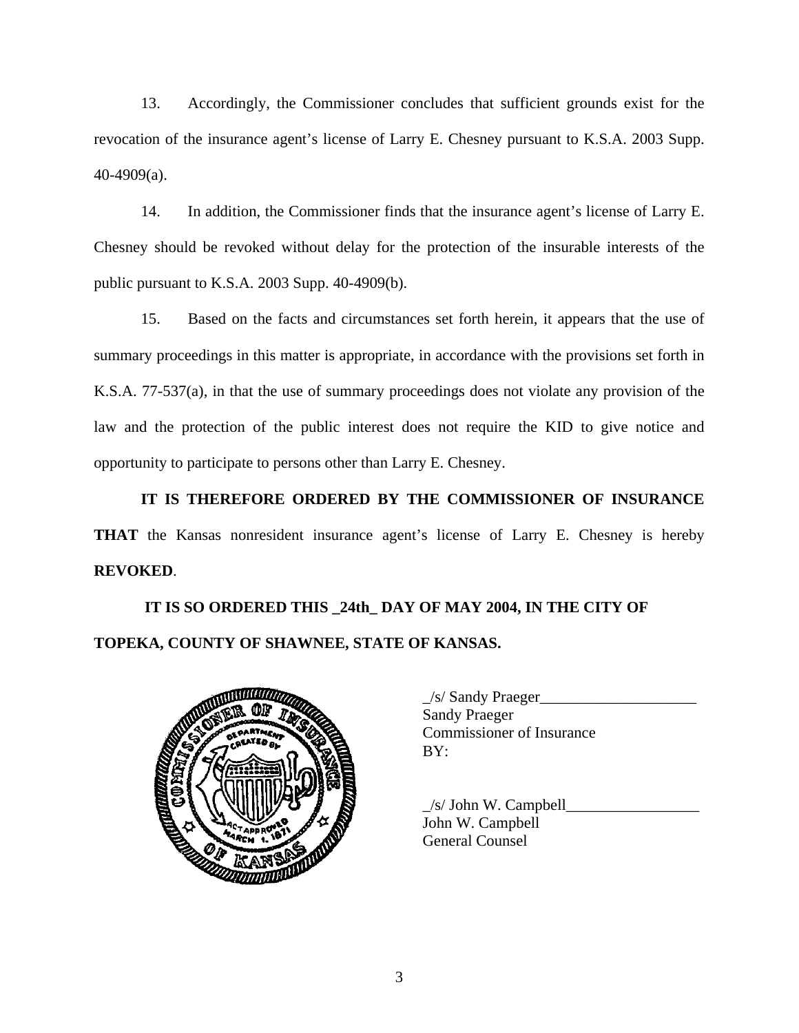13. Accordingly, the Commissioner concludes that sufficient grounds exist for the revocation of the insurance agent's license of Larry E. Chesney pursuant to K.S.A. 2003 Supp. 40-4909(a).

14. In addition, the Commissioner finds that the insurance agent's license of Larry E. Chesney should be revoked without delay for the protection of the insurable interests of the public pursuant to K.S.A. 2003 Supp. 40-4909(b).

15. Based on the facts and circumstances set forth herein, it appears that the use of summary proceedings in this matter is appropriate, in accordance with the provisions set forth in K.S.A. 77-537(a), in that the use of summary proceedings does not violate any provision of the law and the protection of the public interest does not require the KID to give notice and opportunity to participate to persons other than Larry E. Chesney.

**IT IS THEREFORE ORDERED BY THE COMMISSIONER OF INSURANCE THAT** the Kansas nonresident insurance agent's license of Larry E. Chesney is hereby **REVOKED**.

**IT IS SO ORDERED THIS _24th_ DAY OF MAY 2004, IN THE CITY OF TOPEKA, COUNTY OF SHAWNEE, STATE OF KANSAS.**

_/s/ Sandy Praeger____________________
Sandy Praeger
Commissioner of Insurance
BY:

_/s/ John W. Campbell_________________
John W. Campbell
General Counsel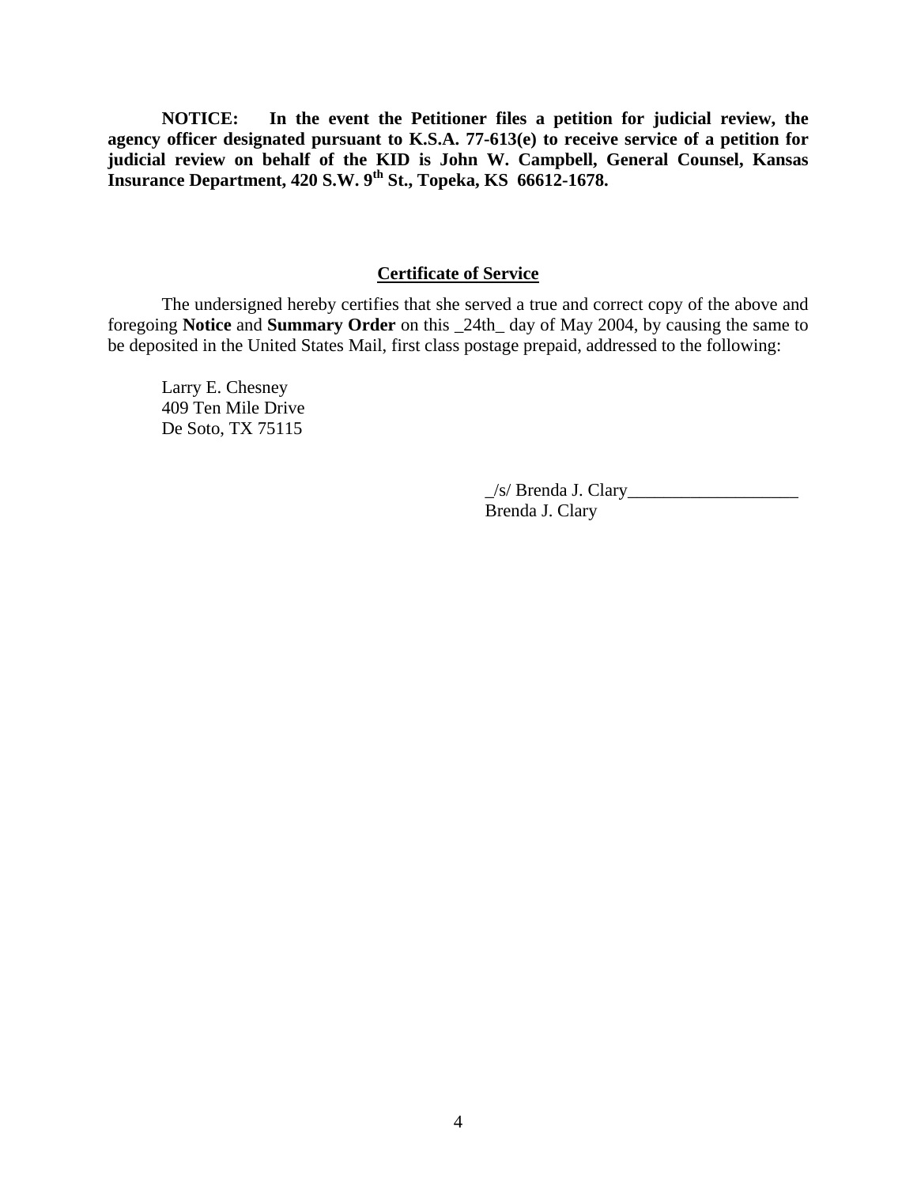**NOTICE: In the event the Petitioner files a petition for judicial review, the agency officer designated pursuant to K.S.A. 77-613(e) to receive service of a petition for judicial review on behalf of the KID is John W. Campbell, General Counsel, Kansas Insurance Department, 420 S.W. 9th St., Topeka, KS 66612-1678.**

## Certificate of Service

The undersigned hereby certifies that she served a true and correct copy of the above and foregoing **Notice** and **Summary Order** on this _24th_ day of May 2004, by causing the same to be deposited in the United States Mail, first class postage prepaid, addressed to the following:

Larry E. Chesney  
409 Ten Mile Drive  
De Soto, TX 75115

_/s/ Brenda J. Clary___________________  
Brenda J. Clary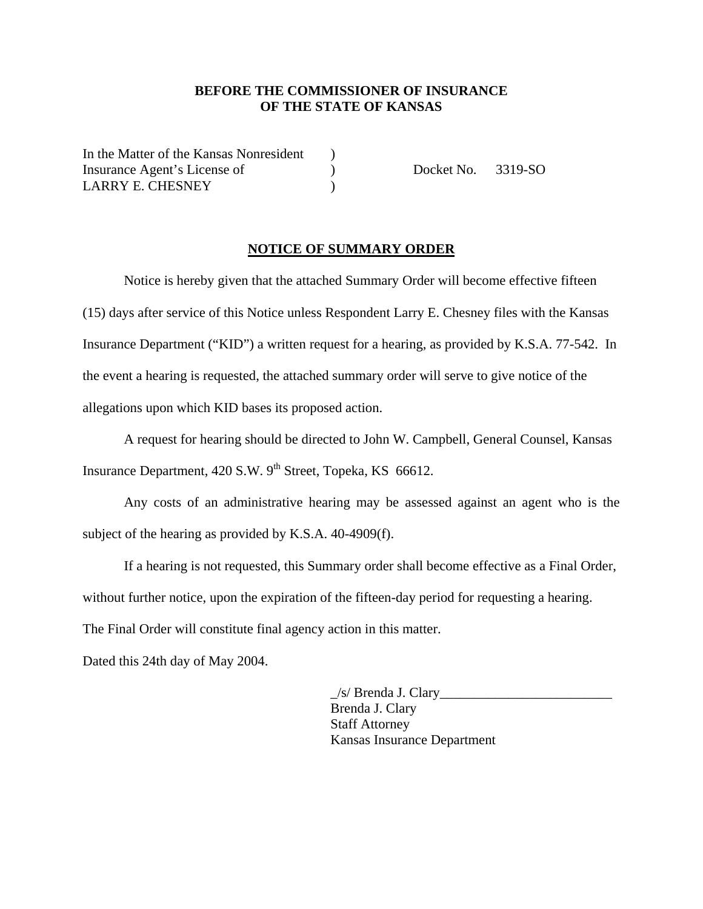**BEFORE THE COMMISSIONER OF INSURANCE**
**OF THE STATE OF KANSAS**

| | | |
|---|---|---|
| In the Matter of the Kansas Nonresident | ) | |
| Insurance Agent's License of | ) | Docket No. 3319-SO |
| LARRY E. CHESNEY | ) | |

## NOTICE OF SUMMARY ORDER

Notice is hereby given that the attached Summary Order will become effective fifteen (15) days after service of this Notice unless Respondent Larry E. Chesney files with the Kansas Insurance Department ("KID") a written request for a hearing, as provided by K.S.A. 77-542. In the event a hearing is requested, the attached summary order will serve to give notice of the allegations upon which KID bases its proposed action.

A request for hearing should be directed to John W. Campbell, General Counsel, Kansas Insurance Department, 420 S.W. 9th Street, Topeka, KS 66612.

Any costs of an administrative hearing may be assessed against an agent who is the subject of the hearing as provided by K.S.A. 40-4909(f).

If a hearing is not requested, this Summary order shall become effective as a Final Order, without further notice, upon the expiration of the fifteen-day period for requesting a hearing. The Final Order will constitute final agency action in this matter.

Dated this 24th day of May 2004.

_/s/ Brenda J. Clary_________________________
Brenda J. Clary
Staff Attorney
Kansas Insurance Department